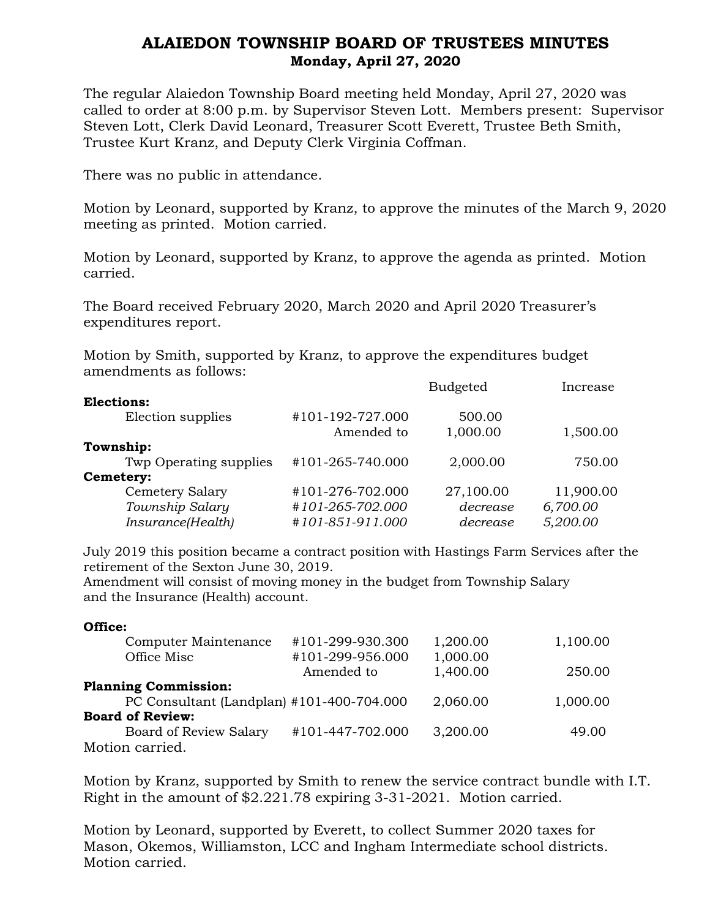# ALAIEDON TOWNSHIP BOARD OF TRUSTEES MINUTES
## Monday, April 27, 2020

The regular Alaiedon Township Board meeting held Monday, April 27, 2020 was called to order at 8:00 p.m. by Supervisor Steven Lott. Members present: Supervisor Steven Lott, Clerk David Leonard, Treasurer Scott Everett, Trustee Beth Smith, Trustee Kurt Kranz, and Deputy Clerk Virginia Coffman.

There was no public in attendance.

Motion by Leonard, supported by Kranz, to approve the minutes of the March 9, 2020 meeting as printed. Motion carried.

Motion by Leonard, supported by Kranz, to approve the agenda as printed. Motion carried.

The Board received February 2020, March 2020 and April 2020 Treasurer's expenditures report.

Motion by Smith, supported by Kranz, to approve the expenditures budget amendments as follows:

| | | Budgeted | Increase |
|---|---|---|---|
| **Elections:** | | | |
| Election supplies | #101-192-727.000 | 500.00 | |
| | Amended to | 1,000.00 | 1,500.00 |
| **Township:** | | | |
| Twp Operating supplies | #101-265-740.000 | 2,000.00 | 750.00 |
| **Cemetery:** | | | |
| Cemetery Salary | #101-276-702.000 | 27,100.00 | 11,900.00 |
| *Township Salary* | *#101-265-702.000* | *decrease* | *6,700.00* |
| *Insurance(Health)* | *#101-851-911.000* | *decrease* | *5,200.00* |

July 2019 this position became a contract position with Hastings Farm Services after the retirement of the Sexton June 30, 2019.
Amendment will consist of moving money in the budget from Township Salary and the Insurance (Health) account.

| | | | |
|---|---|---|---|
| **Office:** | | | |
| Computer Maintenance | #101-299-930.300 | 1,200.00 | 1,100.00 |
| Office Misc | #101-299-956.000 | 1,000.00 | |
| | Amended to | 1,400.00 | 250.00 |
| **Planning Commission:** | | | |
| PC Consultant (Landplan) | #101-400-704.000 | 2,060.00 | 1,000.00 |
| **Board of Review:** | | | |
| Board of Review Salary | #101-447-702.000 | 3,200.00 | 49.00 |

Motion carried.

Motion by Kranz, supported by Smith to renew the service contract bundle with I.T. Right in the amount of $2.221.78 expiring 3-31-2021. Motion carried.

Motion by Leonard, supported by Everett, to collect Summer 2020 taxes for Mason, Okemos, Williamston, LCC and Ingham Intermediate school districts. Motion carried.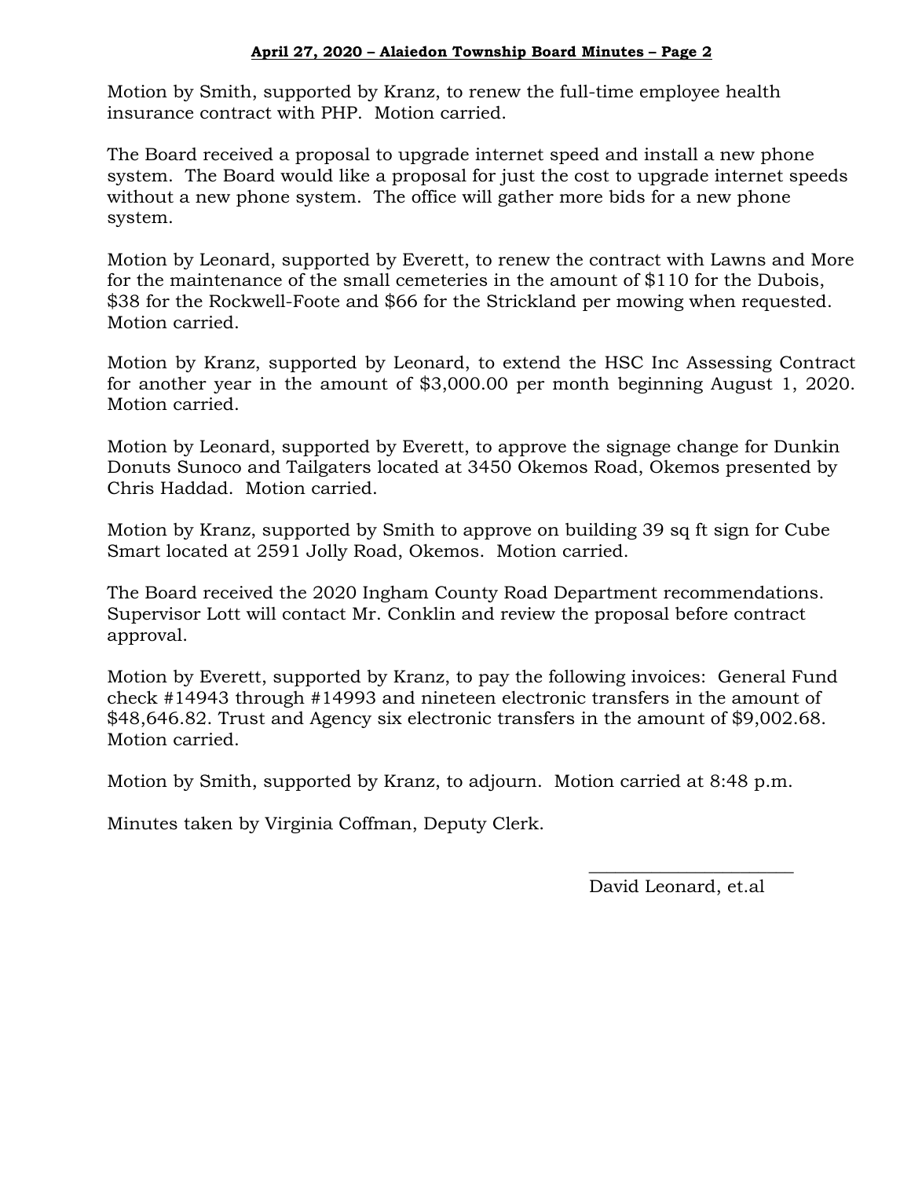Motion by Smith, supported by Kranz, to renew the full-time employee health insurance contract with PHP. Motion carried.

The Board received a proposal to upgrade internet speed and install a new phone system. The Board would like a proposal for just the cost to upgrade internet speeds without a new phone system. The office will gather more bids for a new phone system.

Motion by Leonard, supported by Everett, to renew the contract with Lawns and More for the maintenance of the small cemeteries in the amount of $110 for the Dubois, $38 for the Rockwell-Foote and $66 for the Strickland per mowing when requested. Motion carried.

Motion by Kranz, supported by Leonard, to extend the HSC Inc Assessing Contract for another year in the amount of $3,000.00 per month beginning August 1, 2020. Motion carried.

Motion by Leonard, supported by Everett, to approve the signage change for Dunkin Donuts Sunoco and Tailgaters located at 3450 Okemos Road, Okemos presented by Chris Haddad. Motion carried.

Motion by Kranz, supported by Smith to approve on building 39 sq ft sign for Cube Smart located at 2591 Jolly Road, Okemos. Motion carried.

The Board received the 2020 Ingham County Road Department recommendations. Supervisor Lott will contact Mr. Conklin and review the proposal before contract approval.

Motion by Everett, supported by Kranz, to pay the following invoices: General Fund check #14943 through #14993 and nineteen electronic transfers in the amount of $48,646.82. Trust and Agency six electronic transfers in the amount of $9,002.68. Motion carried.

Motion by Smith, supported by Kranz, to adjourn. Motion carried at 8:48 p.m.

Minutes taken by Virginia Coffman, Deputy Clerk.

\_\_\_\_\_\_\_\_\_\_\_\_\_\_\_\_\_\_\_\_\_\_\_\_

David Leonard, et.al